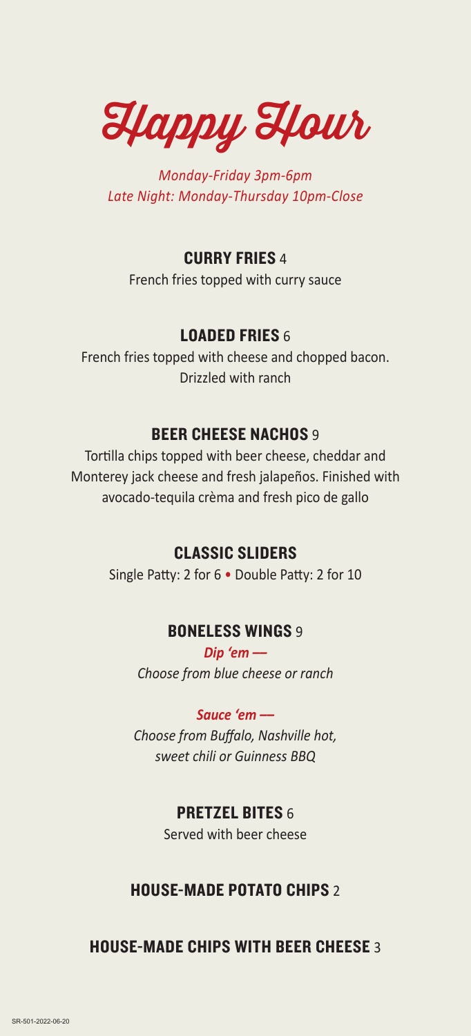# Happy Hour

*Monday-Friday 3pm-6pm*
*Late Night: Monday-Thursday 10pm-Close*

## CURRY FRIES 4

French fries topped with curry sauce

## LOADED FRIES 6

French fries topped with cheese and chopped bacon. Drizzled with ranch

## BEER CHEESE NACHOS 9

Tortilla chips topped with beer cheese, cheddar and Monterey jack cheese and fresh jalapeños. Finished with avocado-tequila crèma and fresh pico de gallo

## CLASSIC SLIDERS

Single Patty: 2 for 6 • Double Patty: 2 for 10

## BONELESS WINGS 9

***Dip 'em —***
*Choose from blue cheese or ranch*

***Sauce 'em —***
*Choose from Buffalo, Nashville hot, sweet chili or Guinness BBQ*

## PRETZEL BITES 6

Served with beer cheese

## HOUSE-MADE POTATO CHIPS 2

## HOUSE-MADE CHIPS WITH BEER CHEESE 3

SR-501-2022-06-20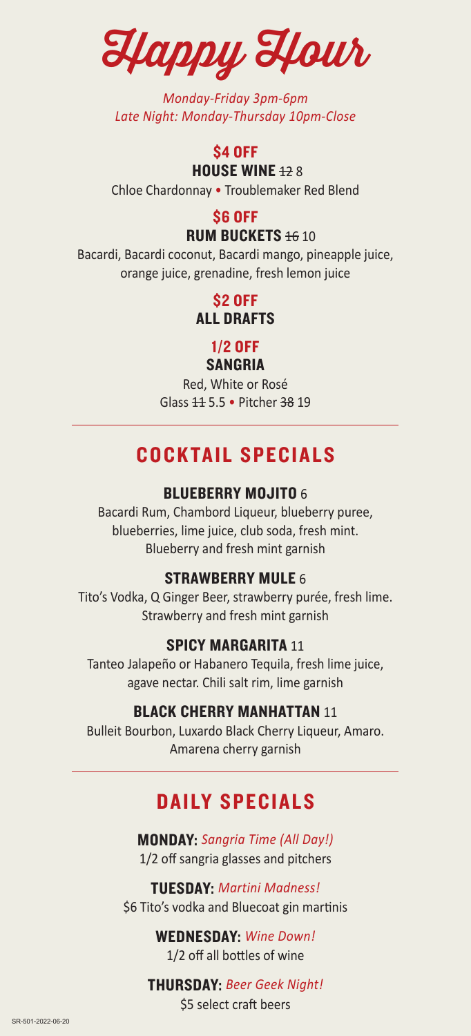# Happy Hour

*Monday-Friday 3pm-6pm*
*Late Night: Monday-Thursday 10pm-Close*

**$4 OFF**
**HOUSE WINE** ~~12~~ 8
Chloe Chardonnay • Troublemaker Red Blend

**$6 OFF**
**RUM BUCKETS** ~~16~~ 10
Bacardi, Bacardi coconut, Bacardi mango, pineapple juice, orange juice, grenadine, fresh lemon juice

**$2 OFF**
**ALL DRAFTS**

**1/2 OFF**
**SANGRIA**
Red, White or Rosé
Glass ~~11~~ 5.5 • Pitcher ~~38~~ 19

---

## COCKTAIL SPECIALS

### BLUEBERRY MOJITO 6
Bacardi Rum, Chambord Liqueur, blueberry puree, blueberries, lime juice, club soda, fresh mint. Blueberry and fresh mint garnish

### STRAWBERRY MULE 6
Tito's Vodka, Q Ginger Beer, strawberry purée, fresh lime. Strawberry and fresh mint garnish

### SPICY MARGARITA 11
Tanteo Jalapeño or Habanero Tequila, fresh lime juice, agave nectar. Chili salt rim, lime garnish

### BLACK CHERRY MANHATTAN 11
Bulleit Bourbon, Luxardo Black Cherry Liqueur, Amaro. Amarena cherry garnish

---

## DAILY SPECIALS

**MONDAY:** *Sangria Time (All Day!)*
1/2 off sangria glasses and pitchers

**TUESDAY:** *Martini Madness!*
$6 Tito's vodka and Bluecoat gin martinis

**WEDNESDAY:** *Wine Down!*
1/2 off all bottles of wine

**THURSDAY:** *Beer Geek Night!*
$5 select craft beers

SR-501-2022-06-20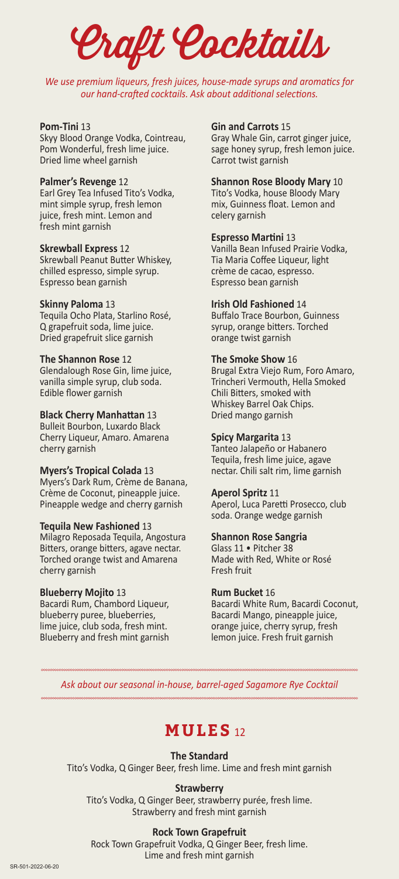# Craft Cocktails

*We use premium liqueurs, fresh juices, house-made syrups and aromatics for our hand-crafted cocktails. Ask about additional selections.*

**Pom-Tini** 13
Skyy Blood Orange Vodka, Cointreau, Pom Wonderful, fresh lime juice. Dried lime wheel garnish

**Palmer's Revenge** 12
Earl Grey Tea Infused Tito's Vodka, mint simple syrup, fresh lemon juice, fresh mint. Lemon and fresh mint garnish

**Skrewball Express** 12
Skrewball Peanut Butter Whiskey, chilled espresso, simple syrup. Espresso bean garnish

**Skinny Paloma** 13
Tequila Ocho Plata, Starlino Rosé, Q grapefruit soda, lime juice. Dried grapefruit slice garnish

**The Shannon Rose** 12
Glendalough Rose Gin, lime juice, vanilla simple syrup, club soda. Edible flower garnish

**Black Cherry Manhattan** 13
Bulleit Bourbon, Luxardo Black Cherry Liqueur, Amaro. Amarena cherry garnish

**Myers's Tropical Colada** 13
Myers's Dark Rum, Crème de Banana, Crème de Coconut, pineapple juice. Pineapple wedge and cherry garnish

**Tequila New Fashioned** 13
Milagro Reposada Tequila, Angostura Bitters, orange bitters, agave nectar. Torched orange twist and Amarena cherry garnish

**Blueberry Mojito** 13
Bacardi Rum, Chambord Liqueur, blueberry puree, blueberries, lime juice, club soda, fresh mint. Blueberry and fresh mint garnish

**Gin and Carrots** 15
Gray Whale Gin, carrot ginger juice, sage honey syrup, fresh lemon juice. Carrot twist garnish

**Shannon Rose Bloody Mary** 10
Tito's Vodka, house Bloody Mary mix, Guinness float. Lemon and celery garnish

**Espresso Martini** 13
Vanilla Bean Infused Prairie Vodka, Tia Maria Coffee Liqueur, light crème de cacao, espresso. Espresso bean garnish

**Irish Old Fashioned** 14
Buffalo Trace Bourbon, Guinness syrup, orange bitters. Torched orange twist garnish

**The Smoke Show** 16
Brugal Extra Viejo Rum, Foro Amaro, Trincheri Vermouth, Hella Smoked Chili Bitters, smoked with Whiskey Barrel Oak Chips. Dried mango garnish

**Spicy Margarita** 13
Tanteo Jalapeño or Habanero Tequila, fresh lime juice, agave nectar. Chili salt rim, lime garnish

**Aperol Spritz** 11
Aperol, Luca Paretti Prosecco, club soda. Orange wedge garnish

**Shannon Rose Sangria**
Glass 11 • Pitcher 38
Made with Red, White or Rosé
Fresh fruit

**Rum Bucket** 16
Bacardi White Rum, Bacardi Coconut, Bacardi Mango, pineapple juice, orange juice, cherry syrup, fresh lemon juice. Fresh fruit garnish

*Ask about our seasonal in-house, barrel-aged Sagamore Rye Cocktail*

## MULES 12

**The Standard**
Tito's Vodka, Q Ginger Beer, fresh lime. Lime and fresh mint garnish

**Strawberry**
Tito's Vodka, Q Ginger Beer, strawberry purée, fresh lime. Strawberry and fresh mint garnish

**Rock Town Grapefruit**
Rock Town Grapefruit Vodka, Q Ginger Beer, fresh lime. Lime and fresh mint garnish

SR-501-2022-06-20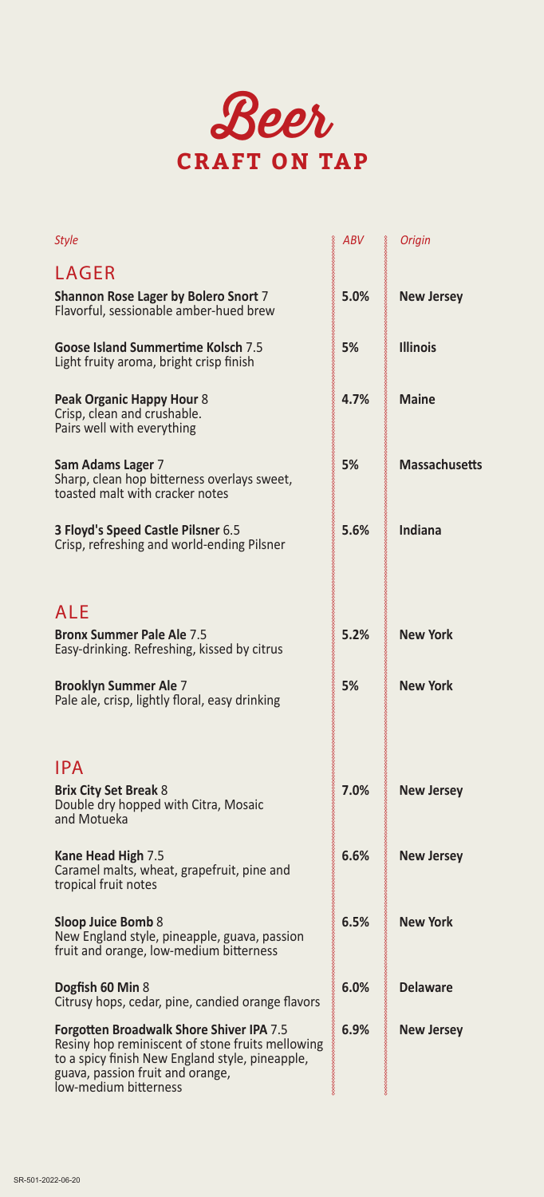# Beer

## CRAFT ON TAP

| *Style* | *ABV* | *Origin* |
|---|---|---|
| **LAGER** | | |
| **Shannon Rose Lager by Bolero Snort** 7<br>Flavorful, sessionable amber-hued brew | **5.0%** | **New Jersey** |
| **Goose Island Summertime Kolsch** 7.5<br>Light fruity aroma, bright crisp finish | **5%** | **Illinois** |
| **Peak Organic Happy Hour** 8<br>Crisp, clean and crushable.<br>Pairs well with everything | **4.7%** | **Maine** |
| **Sam Adams Lager** 7<br>Sharp, clean hop bitterness overlays sweet, toasted malt with cracker notes | **5%** | **Massachusetts** |
| **3 Floyd's Speed Castle Pilsner** 6.5<br>Crisp, refreshing and world-ending Pilsner | **5.6%** | **Indiana** |
| **ALE** | | |
| **Bronx Summer Pale Ale** 7.5<br>Easy-drinking. Refreshing, kissed by citrus | **5.2%** | **New York** |
| **Brooklyn Summer Ale** 7<br>Pale ale, crisp, lightly floral, easy drinking | **5%** | **New York** |
| **IPA** | | |
| **Brix City Set Break** 8<br>Double dry hopped with Citra, Mosaic and Motueka | **7.0%** | **New Jersey** |
| **Kane Head High** 7.5<br>Caramel malts, wheat, grapefruit, pine and tropical fruit notes | **6.6%** | **New Jersey** |
| **Sloop Juice Bomb** 8<br>New England style, pineapple, guava, passion fruit and orange, low-medium bitterness | **6.5%** | **New York** |
| **Dogfish 60 Min** 8<br>Citrusy hops, cedar, pine, candied orange flavors | **6.0%** | **Delaware** |
| **Forgotten Broadwalk Shore Shiver IPA** 7.5<br>Resiny hop reminiscent of stone fruits mellowing to a spicy finish New England style, pineapple, guava, passion fruit and orange, low-medium bitterness | **6.9%** | **New Jersey** |

SR-501-2022-06-20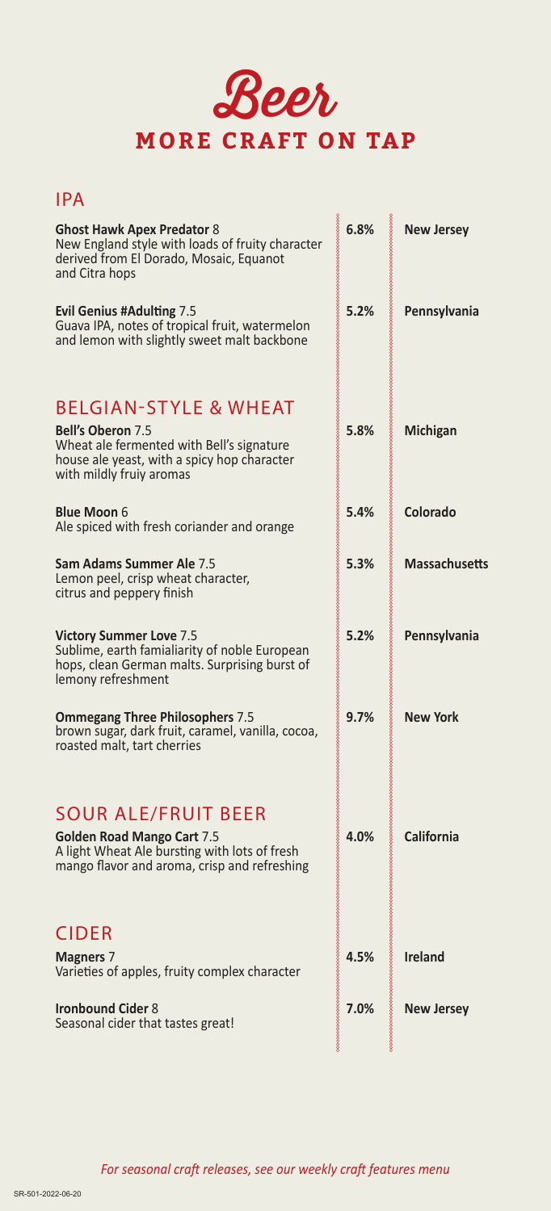# Beer

## MORE CRAFT ON TAP

### IPA

| Beer | ABV | Origin |
|---|---|---|
| **Ghost Hawk Apex Predator** 8<br>New England style with loads of fruity character derived from El Dorado, Mosaic, Equanot and Citra hops | 6.8% | New Jersey |
| **Evil Genius #Adulting** 7.5<br>Guava IPA, notes of tropical fruit, watermelon and lemon with slightly sweet malt backbone | 5.2% | Pennsylvania |

### BELGIAN-STYLE & WHEAT

| Beer | ABV | Origin |
|---|---|---|
| **Bell's Oberon** 7.5<br>Wheat ale fermented with Bell's signature house ale yeast, with a spicy hop character with mildly fruiy aromas | 5.8% | Michigan |
| **Blue Moon** 6<br>Ale spiced with fresh coriander and orange | 5.4% | Colorado |
| **Sam Adams Summer Ale** 7.5<br>Lemon peel, crisp wheat character, citrus and peppery finish | 5.3% | Massachusetts |
| **Victory Summer Love** 7.5<br>Sublime, earth famialiarity of noble European hops, clean German malts. Surprising burst of lemony refreshment | 5.2% | Pennsylvania |
| **Ommegang Three Philosophers** 7.5<br>brown sugar, dark fruit, caramel, vanilla, cocoa, roasted malt, tart cherries | 9.7% | New York |

### SOUR ALE/FRUIT BEER

| Beer | ABV | Origin |
|---|---|---|
| **Golden Road Mango Cart** 7.5<br>A light Wheat Ale bursting with lots of fresh mango flavor and aroma, crisp and refreshing | 4.0% | California |

### CIDER

| Beer | ABV | Origin |
|---|---|---|
| **Magners** 7<br>Varieties of apples, fruity complex character | 4.5% | Ireland |
| **Ironbound Cider** 8<br>Seasonal cider that tastes great! | 7.0% | New Jersey |

*For seasonal craft releases, see our weekly craft features menu*

SR-501-2022-06-20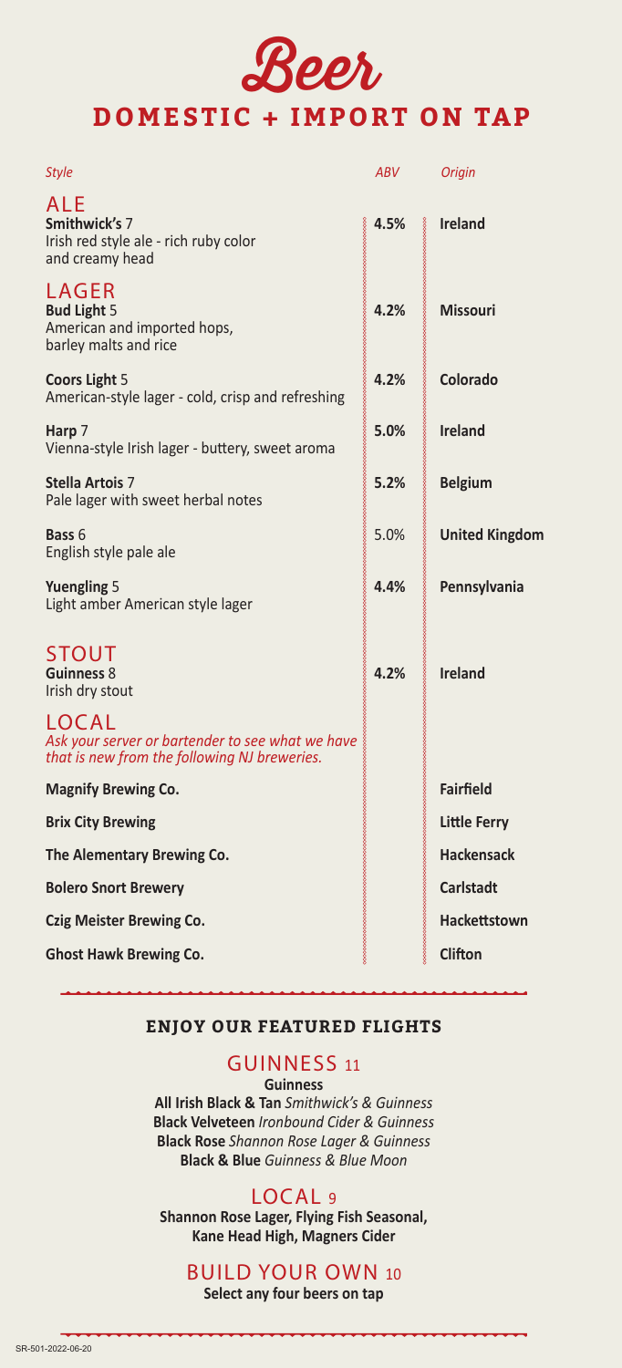# Beer

## DOMESTIC + IMPORT ON TAP

| *Style* | *ABV* | *Origin* |
|---|---|---|
| ALE | | |
| **Smithwick's** 7<br>Irish red style ale - rich ruby color and creamy head | **4.5%** | **Ireland** |
| LAGER | | |
| **Bud Light** 5<br>American and imported hops, barley malts and rice | **4.2%** | **Missouri** |
| **Coors Light** 5<br>American-style lager - cold, crisp and refreshing | **4.2%** | **Colorado** |
| **Harp** 7<br>Vienna-style Irish lager - buttery, sweet aroma | **5.0%** | **Ireland** |
| **Stella Artois** 7<br>Pale lager with sweet herbal notes | **5.2%** | **Belgium** |
| **Bass** 6<br>English style pale ale | 5.0% | **United Kingdom** |
| **Yuengling** 5<br>Light amber American style lager | **4.4%** | **Pennsylvania** |
| STOUT | | |
| **Guinness** 8<br>Irish dry stout | **4.2%** | **Ireland** |
| LOCAL<br>*Ask your server or bartender to see what we have that is new from the following NJ breweries.* | | |
| **Magnify Brewing Co.** | | **Fairfield** |
| **Brix City Brewing** | | **Little Ferry** |
| **The Alementary Brewing Co.** | | **Hackensack** |
| **Bolero Snort Brewery** | | **Carlstadt** |
| **Czig Meister Brewing Co.** | | **Hackettstown** |
| **Ghost Hawk Brewing Co.** | | **Clifton** |

### ENJOY OUR FEATURED FLIGHTS

#### GUINNESS 11

**Guinness**
**All Irish Black & Tan** *Smithwick's & Guinness*
**Black Velveteen** *Ironbound Cider & Guinness*
**Black Rose** *Shannon Rose Lager & Guinness*
**Black & Blue** *Guinness & Blue Moon*

#### LOCAL 9

**Shannon Rose Lager, Flying Fish Seasonal, Kane Head High, Magners Cider**

#### BUILD YOUR OWN 10

**Select any four beers on tap**

SR-501-2022-06-20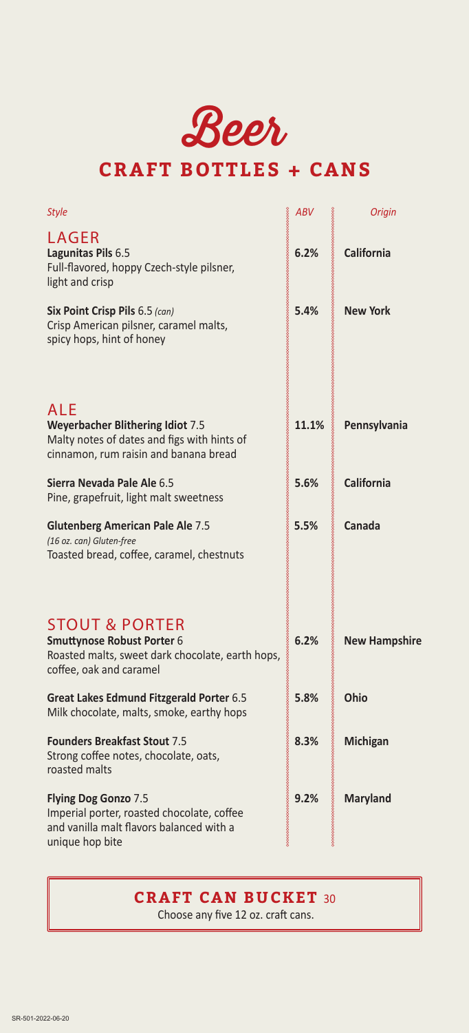# Beer

## CRAFT BOTTLES + CANS

| *Style* | *ABV* | *Origin* |
|---|---|---|
| **LAGER** | | |
| **Lagunitas Pils** 6.5<br>Full-flavored, hoppy Czech-style pilsner, light and crisp | **6.2%** | **California** |
| **Six Point Crisp Pils** 6.5 *(can)*<br>Crisp American pilsner, caramel malts, spicy hops, hint of honey | **5.4%** | **New York** |
| **ALE** | | |
| **Weyerbacher Blithering Idiot** 7.5<br>Malty notes of dates and figs with hints of cinnamon, rum raisin and banana bread | **11.1%** | **Pennsylvania** |
| **Sierra Nevada Pale Ale** 6.5<br>Pine, grapefruit, light malt sweetness | **5.6%** | **California** |
| **Glutenberg American Pale Ale** 7.5<br>*(16 oz. can) Gluten-free*<br>Toasted bread, coffee, caramel, chestnuts | **5.5%** | **Canada** |
| **STOUT & PORTER** | | |
| **Smuttynose Robust Porter** 6<br>Roasted malts, sweet dark chocolate, earth hops, coffee, oak and caramel | **6.2%** | **New Hampshire** |
| **Great Lakes Edmund Fitzgerald Porter** 6.5<br>Milk chocolate, malts, smoke, earthy hops | **5.8%** | **Ohio** |
| **Founders Breakfast Stout** 7.5<br>Strong coffee notes, chocolate, oats, roasted malts | **8.3%** | **Michigan** |
| **Flying Dog Gonzo** 7.5<br>Imperial porter, roasted chocolate, coffee and vanilla malt flavors balanced with a unique hop bite | **9.2%** | **Maryland** |

### CRAFT CAN BUCKET 30

Choose any five 12 oz. craft cans.

SR-501-2022-06-20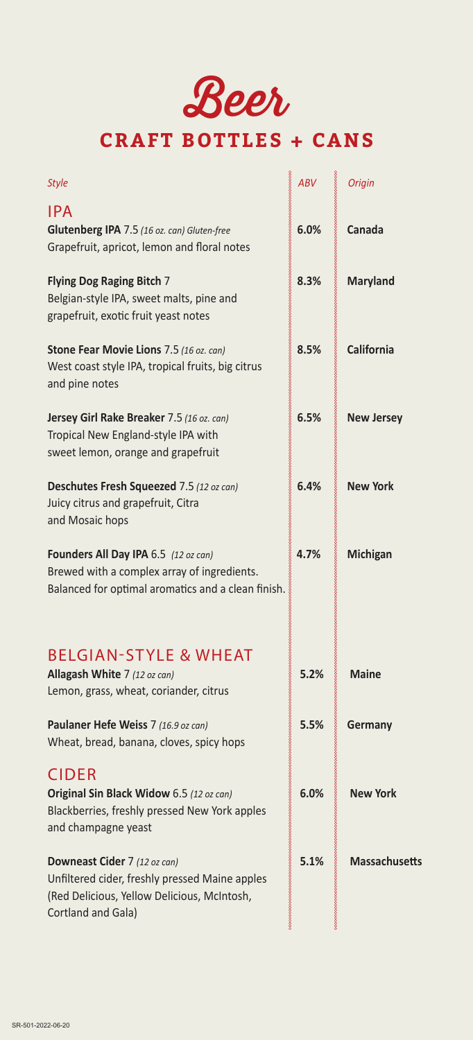# Beer

## CRAFT BOTTLES + CANS

| *Style* | *ABV* | *Origin* |
|---|---|---|
| **IPA** | | |
| **Glutenberg IPA** 7.5 *(16 oz. can) Gluten-free*<br>Grapefruit, apricot, lemon and floral notes | **6.0%** | **Canada** |
| **Flying Dog Raging Bitch** 7<br>Belgian-style IPA, sweet malts, pine and grapefruit, exotic fruit yeast notes | **8.3%** | **Maryland** |
| **Stone Fear Movie Lions** 7.5 *(16 oz. can)*<br>West coast style IPA, tropical fruits, big citrus and pine notes | **8.5%** | **California** |
| **Jersey Girl Rake Breaker** 7.5 *(16 oz. can)*<br>Tropical New England-style IPA with sweet lemon, orange and grapefruit | **6.5%** | **New Jersey** |
| **Deschutes Fresh Squeezed** 7.5 *(12 oz can)*<br>Juicy citrus and grapefruit, Citra and Mosaic hops | **6.4%** | **New York** |
| **Founders All Day IPA** 6.5 *(12 oz can)*<br>Brewed with a complex array of ingredients. Balanced for optimal aromatics and a clean finish. | **4.7%** | **Michigan** |
| **BELGIAN-STYLE & WHEAT** | | |
| **Allagash White** 7 *(12 oz can)*<br>Lemon, grass, wheat, coriander, citrus | **5.2%** | **Maine** |
| **Paulaner Hefe Weiss** 7 *(16.9 oz can)*<br>Wheat, bread, banana, cloves, spicy hops | **5.5%** | **Germany** |
| **CIDER** | | |
| **Original Sin Black Widow** 6.5 *(12 oz can)*<br>Blackberries, freshly pressed New York apples and champagne yeast | **6.0%** | **New York** |
| **Downeast Cider** 7 *(12 oz can)*<br>Unfiltered cider, freshly pressed Maine apples (Red Delicious, Yellow Delicious, McIntosh, Cortland and Gala) | **5.1%** | **Massachusetts** |

SR-501-2022-06-20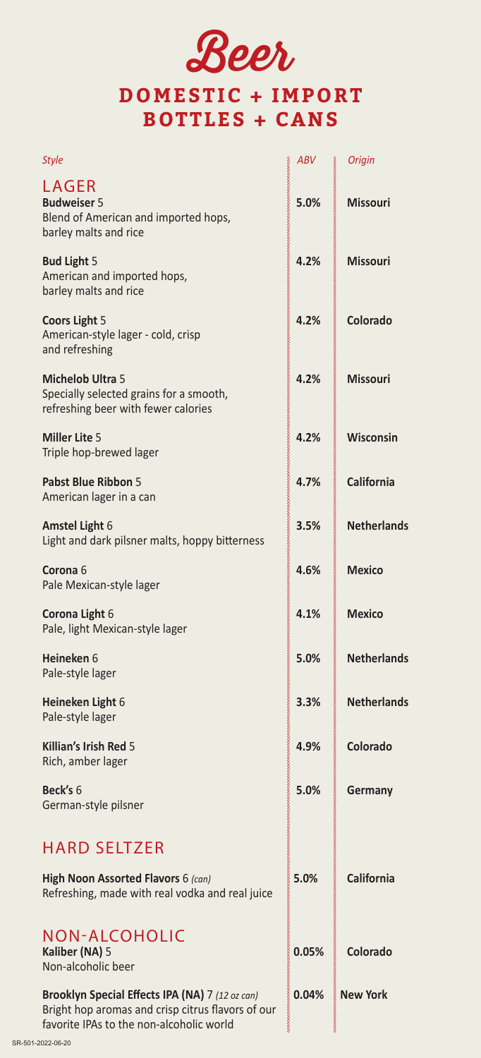# Beer

## DOMESTIC + IMPORT BOTTLES + CANS

| *Style* | *ABV* | *Origin* |
|---|---|---|
| **LAGER** | | |
| **Budweiser** 5<br>Blend of American and imported hops, barley malts and rice | **5.0%** | **Missouri** |
| **Bud Light** 5<br>American and imported hops, barley malts and rice | **4.2%** | **Missouri** |
| **Coors Light** 5<br>American-style lager - cold, crisp and refreshing | **4.2%** | **Colorado** |
| **Michelob Ultra** 5<br>Specially selected grains for a smooth, refreshing beer with fewer calories | **4.2%** | **Missouri** |
| **Miller Lite** 5<br>Triple hop-brewed lager | **4.2%** | **Wisconsin** |
| **Pabst Blue Ribbon** 5<br>American lager in a can | **4.7%** | **California** |
| **Amstel Light** 6<br>Light and dark pilsner malts, hoppy bitterness | **3.5%** | **Netherlands** |
| **Corona** 6<br>Pale Mexican-style lager | **4.6%** | **Mexico** |
| **Corona Light** 6<br>Pale, light Mexican-style lager | **4.1%** | **Mexico** |
| **Heineken** 6<br>Pale-style lager | **5.0%** | **Netherlands** |
| **Heineken Light** 6<br>Pale-style lager | **3.3%** | **Netherlands** |
| **Killian's Irish Red** 5<br>Rich, amber lager | **4.9%** | **Colorado** |
| **Beck's** 6<br>German-style pilsner | **5.0%** | **Germany** |
| **HARD SELTZER** | | |
| **High Noon Assorted Flavors** 6 *(can)*<br>Refreshing, made with real vodka and real juice | **5.0%** | **California** |
| **NON-ALCOHOLIC** | | |
| **Kaliber (NA)** 5<br>Non-alcoholic beer | **0.05%** | **Colorado** |
| **Brooklyn Special Effects IPA (NA)** 7 *(12 oz can)*<br>Bright hop aromas and crisp citrus flavors of our favorite IPAs to the non-alcoholic world | **0.04%** | **New York** |

SR-501-2022-06-20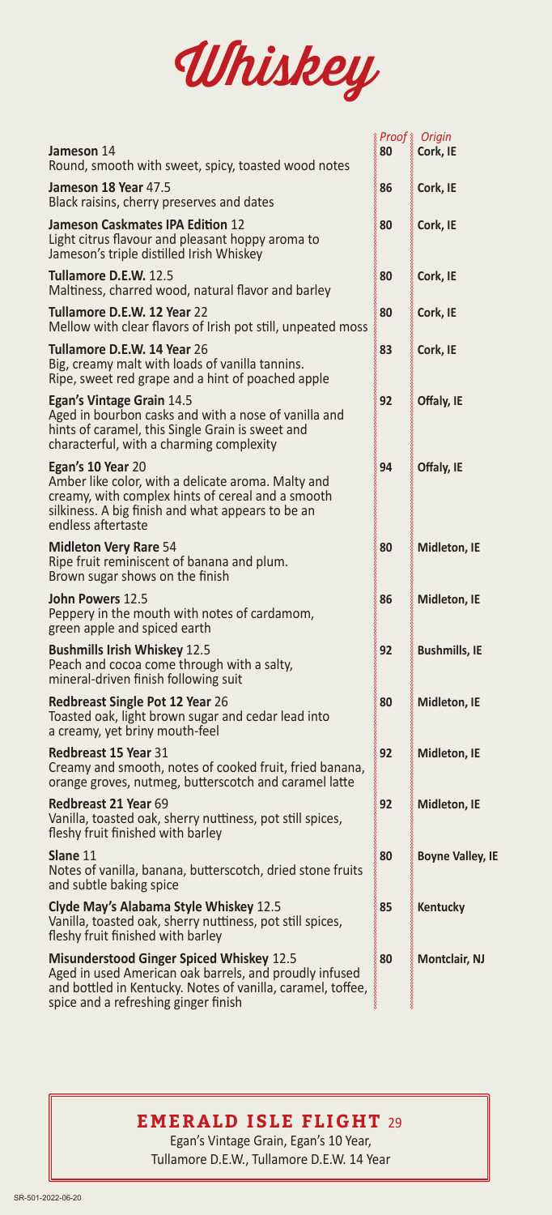# Whiskey

| | *Proof* | *Origin* |
|---|---|---|
| **Jameson** 14<br>Round, smooth with sweet, spicy, toasted wood notes | **80** | **Cork, IE** |
| **Jameson 18 Year** 47.5<br>Black raisins, cherry preserves and dates | **86** | **Cork, IE** |
| **Jameson Caskmates IPA Edition** 12<br>Light citrus flavour and pleasant hoppy aroma to Jameson's triple distilled Irish Whiskey | **80** | **Cork, IE** |
| **Tullamore D.E.W.** 12.5<br>Maltiness, charred wood, natural flavor and barley | **80** | **Cork, IE** |
| **Tullamore D.E.W. 12 Year** 22<br>Mellow with clear flavors of Irish pot still, unpeated moss | **80** | **Cork, IE** |
| **Tullamore D.E.W. 14 Year** 26<br>Big, creamy malt with loads of vanilla tannins. Ripe, sweet red grape and a hint of poached apple | **83** | **Cork, IE** |
| **Egan's Vintage Grain** 14.5<br>Aged in bourbon casks and with a nose of vanilla and hints of caramel, this Single Grain is sweet and characterful, with a charming complexity | **92** | **Offaly, IE** |
| **Egan's 10 Year** 20<br>Amber like color, with a delicate aroma. Malty and creamy, with complex hints of cereal and a smooth silkiness. A big finish and what appears to be an endless aftertaste | **94** | **Offaly, IE** |
| **Midleton Very Rare** 54<br>Ripe fruit reminiscent of banana and plum. Brown sugar shows on the finish | **80** | **Midleton, IE** |
| **John Powers** 12.5<br>Peppery in the mouth with notes of cardamom, green apple and spiced earth | **86** | **Midleton, IE** |
| **Bushmills Irish Whiskey** 12.5<br>Peach and cocoa come through with a salty, mineral-driven finish following suit | **92** | **Bushmills, IE** |
| **Redbreast Single Pot 12 Year** 26<br>Toasted oak, light brown sugar and cedar lead into a creamy, yet briny mouth-feel | **80** | **Midleton, IE** |
| **Redbreast 15 Year** 31<br>Creamy and smooth, notes of cooked fruit, fried banana, orange groves, nutmeg, butterscotch and caramel latte | **92** | **Midleton, IE** |
| **Redbreast 21 Year** 69<br>Vanilla, toasted oak, sherry nuttiness, pot still spices, fleshy fruit finished with barley | **92** | **Midleton, IE** |
| **Slane** 11<br>Notes of vanilla, banana, butterscotch, dried stone fruits and subtle baking spice | **80** | **Boyne Valley, IE** |
| **Clyde May's Alabama Style Whiskey** 12.5<br>Vanilla, toasted oak, sherry nuttiness, pot still spices, fleshy fruit finished with barley | **85** | **Kentucky** |
| **Misunderstood Ginger Spiced Whiskey** 12.5<br>Aged in used American oak barrels, and proudly infused and bottled in Kentucky. Notes of vanilla, caramel, toffee, spice and a refreshing ginger finish | **80** | **Montclair, NJ** |

## EMERALD ISLE FLIGHT 29

Egan's Vintage Grain, Egan's 10 Year,
Tullamore D.E.W., Tullamore D.E.W. 14 Year

SR-501-2022-06-20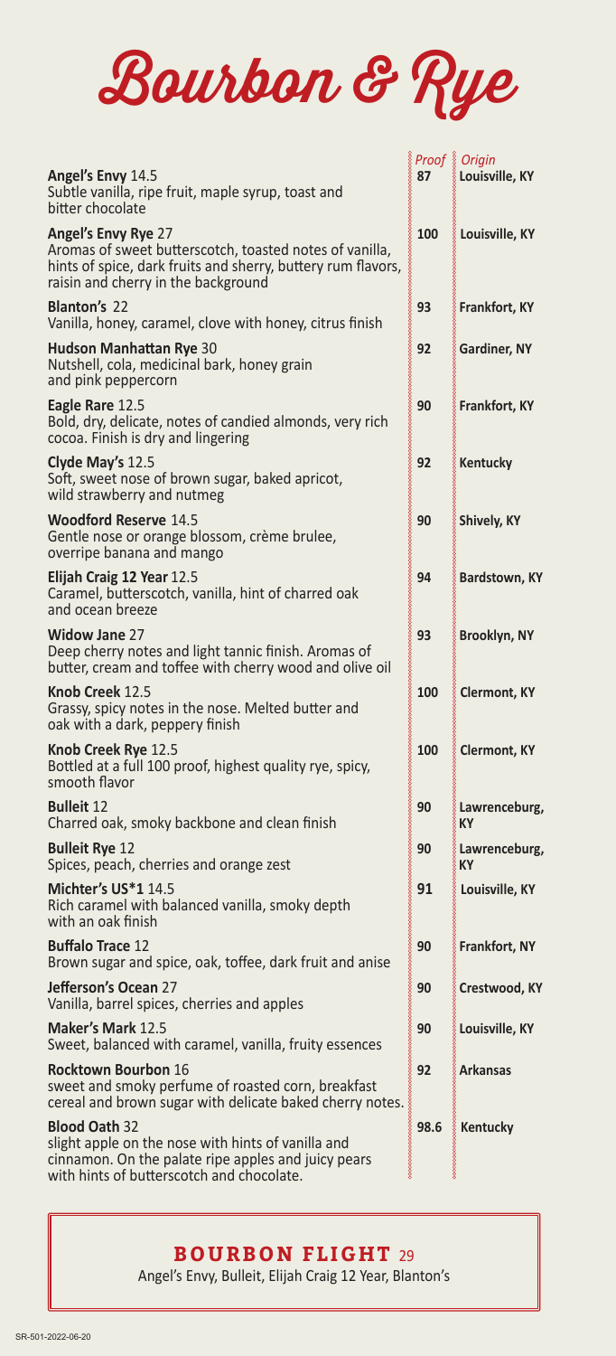# Bourbon & Rye

| | *Proof* | *Origin* |
|---|---|---|
| **Angel's Envy** 14.5<br>Subtle vanilla, ripe fruit, maple syrup, toast and bitter chocolate | **87** | **Louisville, KY** |
| **Angel's Envy Rye** 27<br>Aromas of sweet butterscotch, toasted notes of vanilla, hints of spice, dark fruits and sherry, buttery rum flavors, raisin and cherry in the background | **100** | **Louisville, KY** |
| **Blanton's** 22<br>Vanilla, honey, caramel, clove with honey, citrus finish | **93** | **Frankfort, KY** |
| **Hudson Manhattan Rye** 30<br>Nutshell, cola, medicinal bark, honey grain and pink peppercorn | **92** | **Gardiner, NY** |
| **Eagle Rare** 12.5<br>Bold, dry, delicate, notes of candied almonds, very rich cocoa. Finish is dry and lingering | **90** | **Frankfort, KY** |
| **Clyde May's** 12.5<br>Soft, sweet nose of brown sugar, baked apricot, wild strawberry and nutmeg | **92** | **Kentucky** |
| **Woodford Reserve** 14.5<br>Gentle nose or orange blossom, crème brulee, overripe banana and mango | **90** | **Shively, KY** |
| **Elijah Craig 12 Year** 12.5<br>Caramel, butterscotch, vanilla, hint of charred oak and ocean breeze | **94** | **Bardstown, KY** |
| **Widow Jane** 27<br>Deep cherry notes and light tannic finish. Aromas of butter, cream and toffee with cherry wood and olive oil | **93** | **Brooklyn, NY** |
| **Knob Creek** 12.5<br>Grassy, spicy notes in the nose. Melted butter and oak with a dark, peppery finish | **100** | **Clermont, KY** |
| **Knob Creek Rye** 12.5<br>Bottled at a full 100 proof, highest quality rye, spicy, smooth flavor | **100** | **Clermont, KY** |
| **Bulleit** 12<br>Charred oak, smoky backbone and clean finish | **90** | **Lawrenceburg, KY** |
| **Bulleit Rye** 12<br>Spices, peach, cherries and orange zest | **90** | **Lawrenceburg, KY** |
| **Michter's US*1** 14.5<br>Rich caramel with balanced vanilla, smoky depth with an oak finish | **91** | **Louisville, KY** |
| **Buffalo Trace** 12<br>Brown sugar and spice, oak, toffee, dark fruit and anise | **90** | **Frankfort, NY** |
| **Jefferson's Ocean** 27<br>Vanilla, barrel spices, cherries and apples | **90** | **Crestwood, KY** |
| **Maker's Mark** 12.5<br>Sweet, balanced with caramel, vanilla, fruity essences | **90** | **Louisville, KY** |
| **Rocktown Bourbon** 16<br>sweet and smoky perfume of roasted corn, breakfast cereal and brown sugar with delicate baked cherry notes. | **92** | **Arkansas** |
| **Blood Oath** 32<br>slight apple on the nose with hints of vanilla and cinnamon. On the palate ripe apples and juicy pears with hints of butterscotch and chocolate. | **98.6** | **Kentucky** |

## BOURBON FLIGHT 29

Angel's Envy, Bulleit, Elijah Craig 12 Year, Blanton's

SR-501-2022-06-20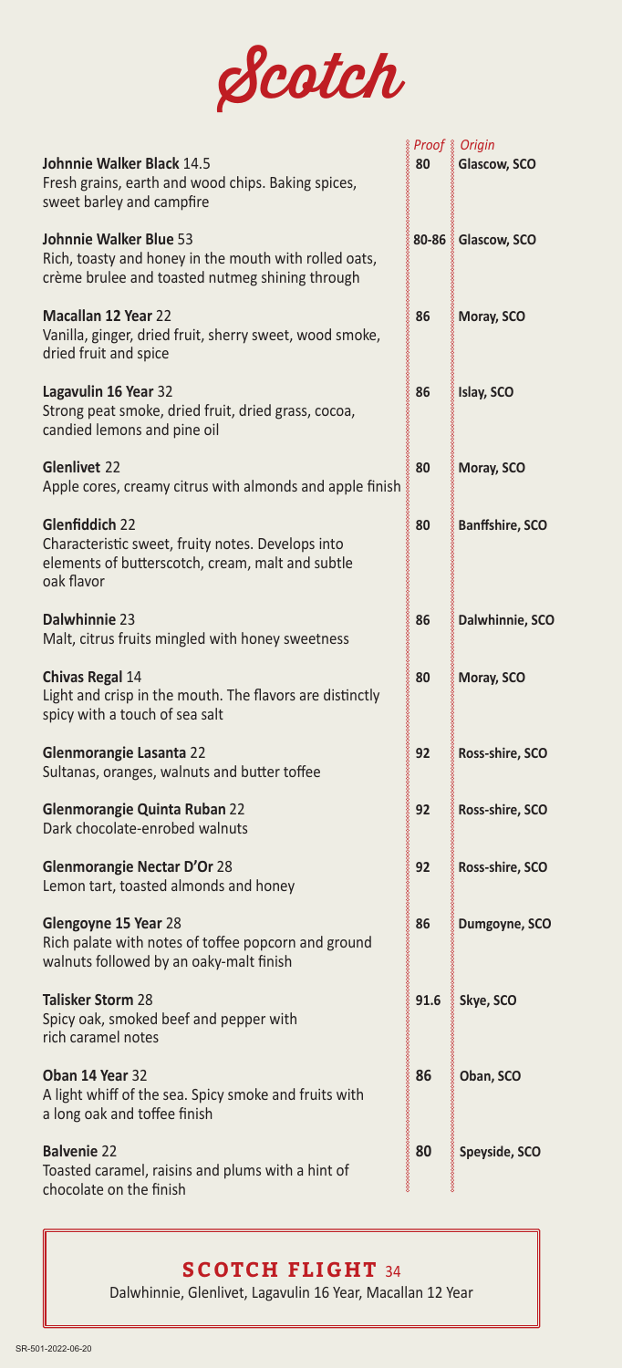# Scotch

| | Proof | Origin |
|---|---|---|
| **Johnnie Walker Black** 14.5<br>Fresh grains, earth and wood chips. Baking spices, sweet barley and campfire | **80** | **Glascow, SCO** |
| **Johnnie Walker Blue** 53<br>Rich, toasty and honey in the mouth with rolled oats, crème brulee and toasted nutmeg shining through | **80-86** | **Glascow, SCO** |
| **Macallan 12 Year** 22<br>Vanilla, ginger, dried fruit, sherry sweet, wood smoke, dried fruit and spice | **86** | **Moray, SCO** |
| **Lagavulin 16 Year** 32<br>Strong peat smoke, dried fruit, dried grass, cocoa, candied lemons and pine oil | **86** | **Islay, SCO** |
| **Glenlivet** 22<br>Apple cores, creamy citrus with almonds and apple finish | **80** | **Moray, SCO** |
| **Glenfiddich** 22<br>Characteristic sweet, fruity notes. Develops into elements of butterscotch, cream, malt and subtle oak flavor | **80** | **Banffshire, SCO** |
| **Dalwhinnie** 23<br>Malt, citrus fruits mingled with honey sweetness | **86** | **Dalwhinnie, SCO** |
| **Chivas Regal** 14<br>Light and crisp in the mouth. The flavors are distinctly spicy with a touch of sea salt | **80** | **Moray, SCO** |
| **Glenmorangie Lasanta** 22<br>Sultanas, oranges, walnuts and butter toffee | **92** | **Ross-shire, SCO** |
| **Glenmorangie Quinta Ruban** 22<br>Dark chocolate-enrobed walnuts | **92** | **Ross-shire, SCO** |
| **Glenmorangie Nectar D'Or** 28<br>Lemon tart, toasted almonds and honey | **92** | **Ross-shire, SCO** |
| **Glengoyne 15 Year** 28<br>Rich palate with notes of toffee popcorn and ground walnuts followed by an oaky-malt finish | **86** | **Dumgoyne, SCO** |
| **Talisker Storm** 28<br>Spicy oak, smoked beef and pepper with rich caramel notes | **91.6** | **Skye, SCO** |
| **Oban 14 Year** 32<br>A light whiff of the sea. Spicy smoke and fruits with a long oak and toffee finish | **86** | **Oban, SCO** |
| **Balvenie** 22<br>Toasted caramel, raisins and plums with a hint of chocolate on the finish | **80** | **Speyside, SCO** |

## SCOTCH FLIGHT 34

Dalwhinnie, Glenlivet, Lagavulin 16 Year, Macallan 12 Year

SR-501-2022-06-20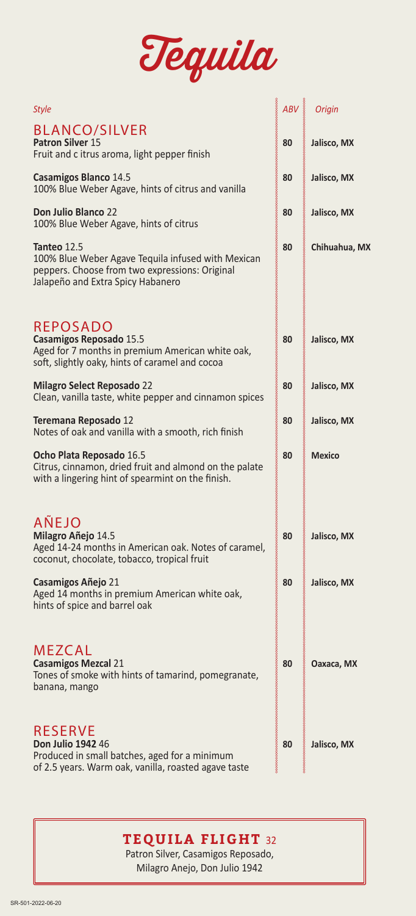# Tequila

| *Style* | *ABV* | *Origin* |
|---|---|---|
| **BLANCO/SILVER** | | |
| **Patron Silver** 15<br>Fruit and c itrus aroma, light pepper finish | **80** | **Jalisco, MX** |
| **Casamigos Blanco** 14.5<br>100% Blue Weber Agave, hints of citrus and vanilla | **80** | **Jalisco, MX** |
| **Don Julio Blanco** 22<br>100% Blue Weber Agave, hints of citrus | **80** | **Jalisco, MX** |
| **Tanteo** 12.5<br>100% Blue Weber Agave Tequila infused with Mexican peppers. Choose from two expressions: Original Jalapeño and Extra Spicy Habanero | **80** | **Chihuahua, MX** |
| **REPOSADO** | | |
| **Casamigos Reposado** 15.5<br>Aged for 7 months in premium American white oak, soft, slightly oaky, hints of caramel and cocoa | **80** | **Jalisco, MX** |
| **Milagro Select Reposado** 22<br>Clean, vanilla taste, white pepper and cinnamon spices | **80** | **Jalisco, MX** |
| **Teremana Reposado** 12<br>Notes of oak and vanilla with a smooth, rich finish | **80** | **Jalisco, MX** |
| **Ocho Plata Reposado** 16.5<br>Citrus, cinnamon, dried fruit and almond on the palate with a lingering hint of spearmint on the finish. | **80** | **Mexico** |
| **AÑEJO** | | |
| **Milagro Añejo** 14.5<br>Aged 14-24 months in American oak. Notes of caramel, coconut, chocolate, tobacco, tropical fruit | **80** | **Jalisco, MX** |
| **Casamigos Añejo** 21<br>Aged 14 months in premium American white oak, hints of spice and barrel oak | **80** | **Jalisco, MX** |
| **MEZCAL** | | |
| **Casamigos Mezcal** 21<br>Tones of smoke with hints of tamarind, pomegranate, banana, mango | **80** | **Oaxaca, MX** |
| **RESERVE** | | |
| **Don Julio 1942** 46<br>Produced in small batches, aged for a minimum of 2.5 years. Warm oak, vanilla, roasted agave taste | **80** | **Jalisco, MX** |

**TEQUILA FLIGHT** 32

Patron Silver, Casamigos Reposado, Milagro Anejo, Don Julio 1942

SR-501-2022-06-20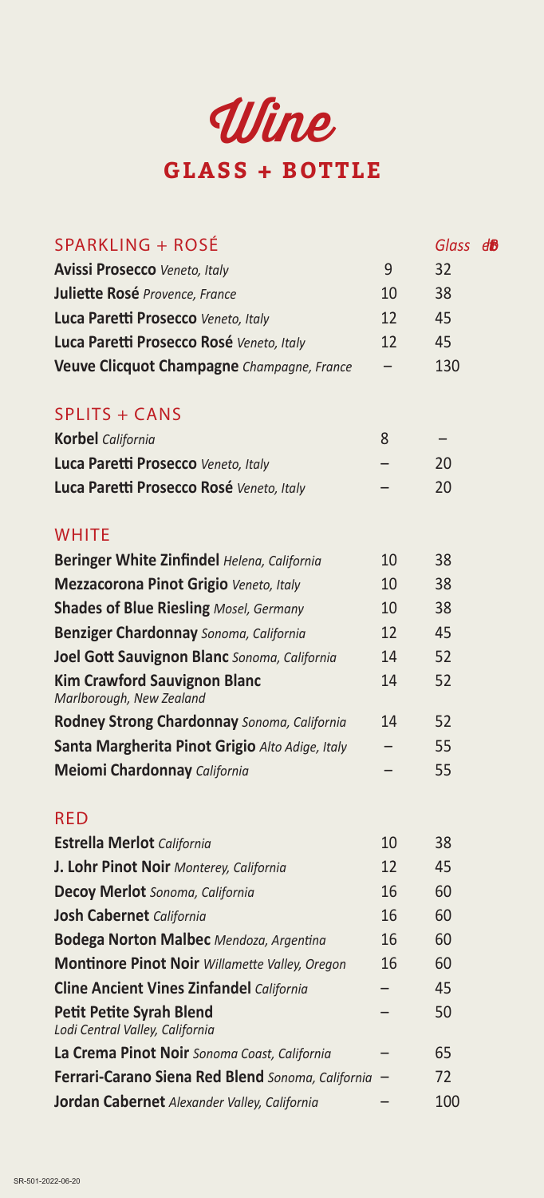# Wine

## GLASS + BOTTLE

| SPARKLING + ROSÉ | Glass | Btl |
|---|---|---|
| **Avissi Prosecco** *Veneto, Italy* | 9 | 32 |
| **Juliette Rosé** *Provence, France* | 10 | 38 |
| **Luca Paretti Prosecco** *Veneto, Italy* | 12 | 45 |
| **Luca Paretti Prosecco Rosé** *Veneto, Italy* | 12 | 45 |
| **Veuve Clicquot Champagne** *Champagne, France* | – | 130 |

| SPLITS + CANS | | |
|---|---|---|
| **Korbel** *California* | 8 | – |
| **Luca Paretti Prosecco** *Veneto, Italy* | – | 20 |
| **Luca Paretti Prosecco Rosé** *Veneto, Italy* | – | 20 |

| WHITE | | |
|---|---|---|
| **Beringer White Zinfindel** *Helena, California* | 10 | 38 |
| **Mezzacorona Pinot Grigio** *Veneto, Italy* | 10 | 38 |
| **Shades of Blue Riesling** *Mosel, Germany* | 10 | 38 |
| **Benziger Chardonnay** *Sonoma, California* | 12 | 45 |
| **Joel Gott Sauvignon Blanc** *Sonoma, California* | 14 | 52 |
| **Kim Crawford Sauvignon Blanc** *Marlborough, New Zealand* | 14 | 52 |
| **Rodney Strong Chardonnay** *Sonoma, California* | 14 | 52 |
| **Santa Margherita Pinot Grigio** *Alto Adige, Italy* | – | 55 |
| **Meiomi Chardonnay** *California* | – | 55 |

| RED | | |
|---|---|---|
| **Estrella Merlot** *California* | 10 | 38 |
| **J. Lohr Pinot Noir** *Monterey, California* | 12 | 45 |
| **Decoy Merlot** *Sonoma, California* | 16 | 60 |
| **Josh Cabernet** *California* | 16 | 60 |
| **Bodega Norton Malbec** *Mendoza, Argentina* | 16 | 60 |
| **Montinore Pinot Noir** *Willamette Valley, Oregon* | 16 | 60 |
| **Cline Ancient Vines Zinfandel** *California* | – | 45 |
| **Petit Petite Syrah Blend** *Lodi Central Valley, California* | – | 50 |
| **La Crema Pinot Noir** *Sonoma Coast, California* | – | 65 |
| **Ferrari-Carano Siena Red Blend** *Sonoma, California* | – | 72 |
| **Jordan Cabernet** *Alexander Valley, California* | – | 100 |

SR-501-2022-06-20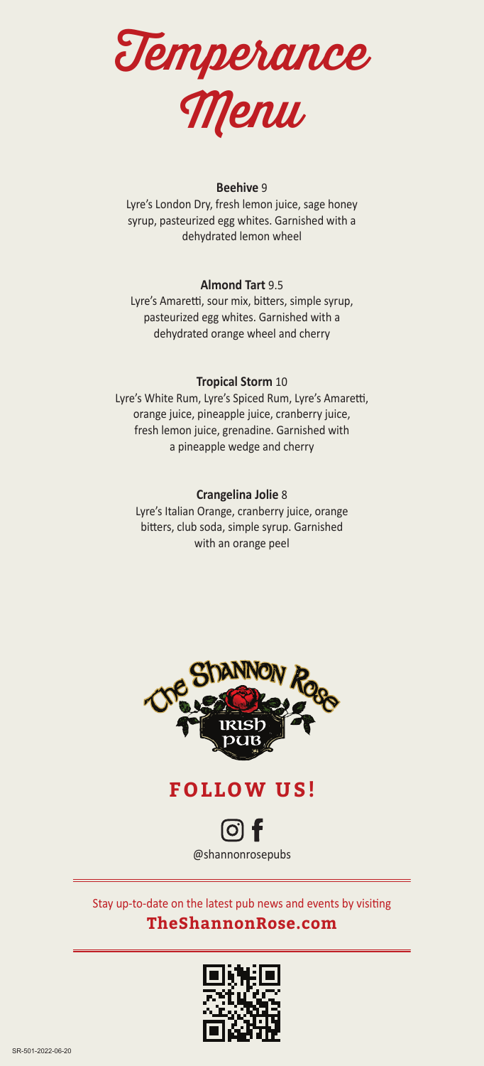# Temperance Menu

**Beehive** 9
Lyre's London Dry, fresh lemon juice, sage honey syrup, pasteurized egg whites. Garnished with a dehydrated lemon wheel

**Almond Tart** 9.5
Lyre's Amaretti, sour mix, bitters, simple syrup, pasteurized egg whites. Garnished with a dehydrated orange wheel and cherry

**Tropical Storm** 10
Lyre's White Rum, Lyre's Spiced Rum, Lyre's Amaretti, orange juice, pineapple juice, cranberry juice, fresh lemon juice, grenadine. Garnished with a pineapple wedge and cherry

**Crangelina Jolie** 8
Lyre's Italian Orange, cranberry juice, orange bitters, club soda, simple syrup. Garnished with an orange peel

The Shannon Rose Irish Pub

## FOLLOW US!

@shannonrosepubs

Stay up-to-date on the latest pub news and events by visiting

**TheShannonRose.com**

SR-501-2022-06-20